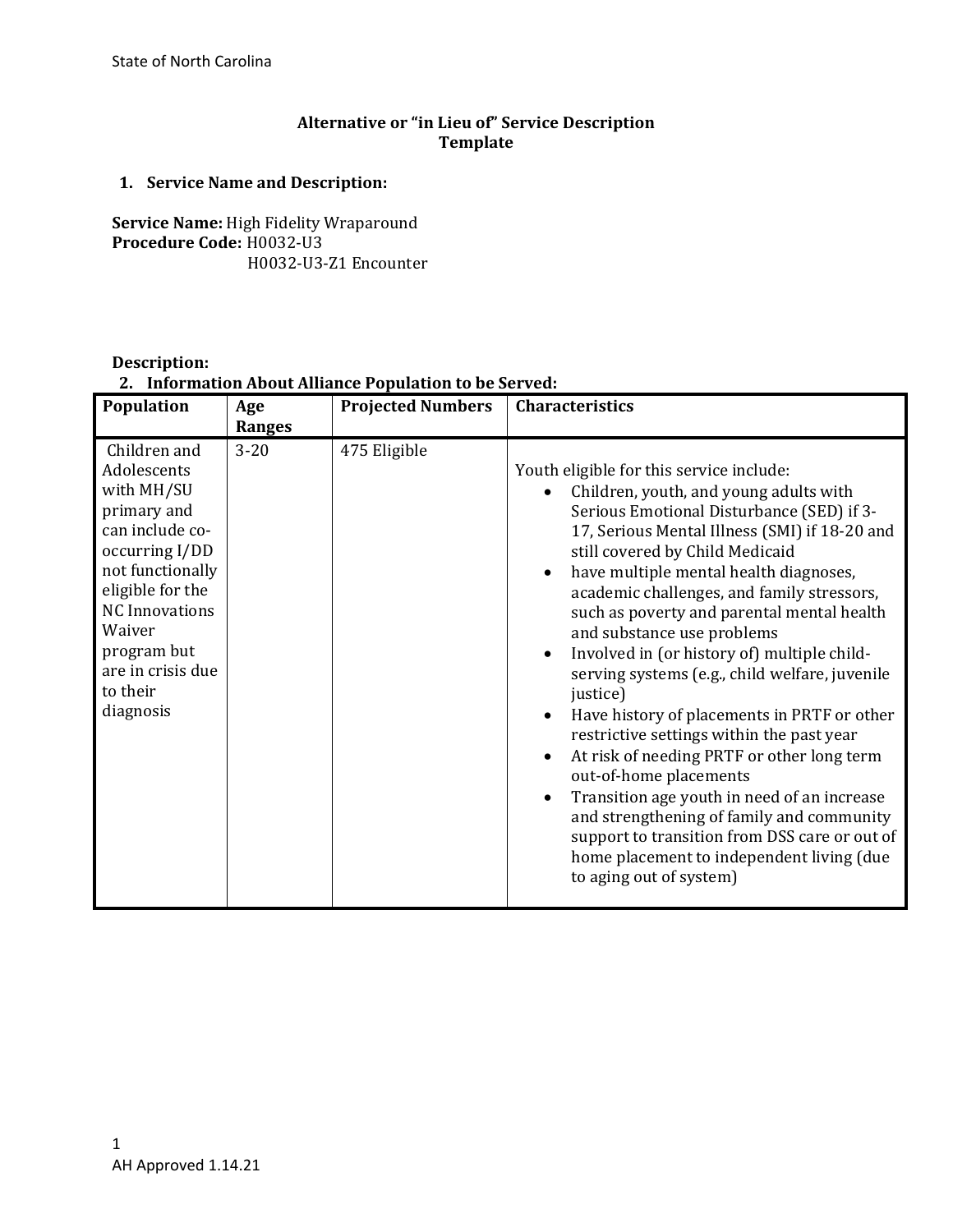State of North Carolina

# Alternative or "in Lieu of" Service Description Template

## 1. Service Name and Description:

**Service Name:** High Fidelity Wraparound
**Procedure Code:** H0032-U3
H0032-U3-Z1 Encounter

**Description:**

## 2. Information About Alliance Population to be Served:

| Population | Age Ranges | Projected Numbers | Characteristics |
|---|---|---|---|
| Children and Adolescents with MH/SU primary and can include co-occurring I/DD not functionally eligible for the NC Innovations Waiver program but are in crisis due to their diagnosis | 3-20 | 475 Eligible | Youth eligible for this service include:<br>• Children, youth, and young adults with Serious Emotional Disturbance (SED) if 3-17, Serious Mental Illness (SMI) if 18-20 and still covered by Child Medicaid<br>• have multiple mental health diagnoses, academic challenges, and family stressors, such as poverty and parental mental health and substance use problems<br>• Involved in (or history of) multiple child-serving systems (e.g., child welfare, juvenile justice)<br>• Have history of placements in PRTF or other restrictive settings within the past year<br>• At risk of needing PRTF or other long term out-of-home placements<br>• Transition age youth in need of an increase and strengthening of family and community support to transition from DSS care or out of home placement to independent living (due to aging out of system) |

AH Approved 1.14.21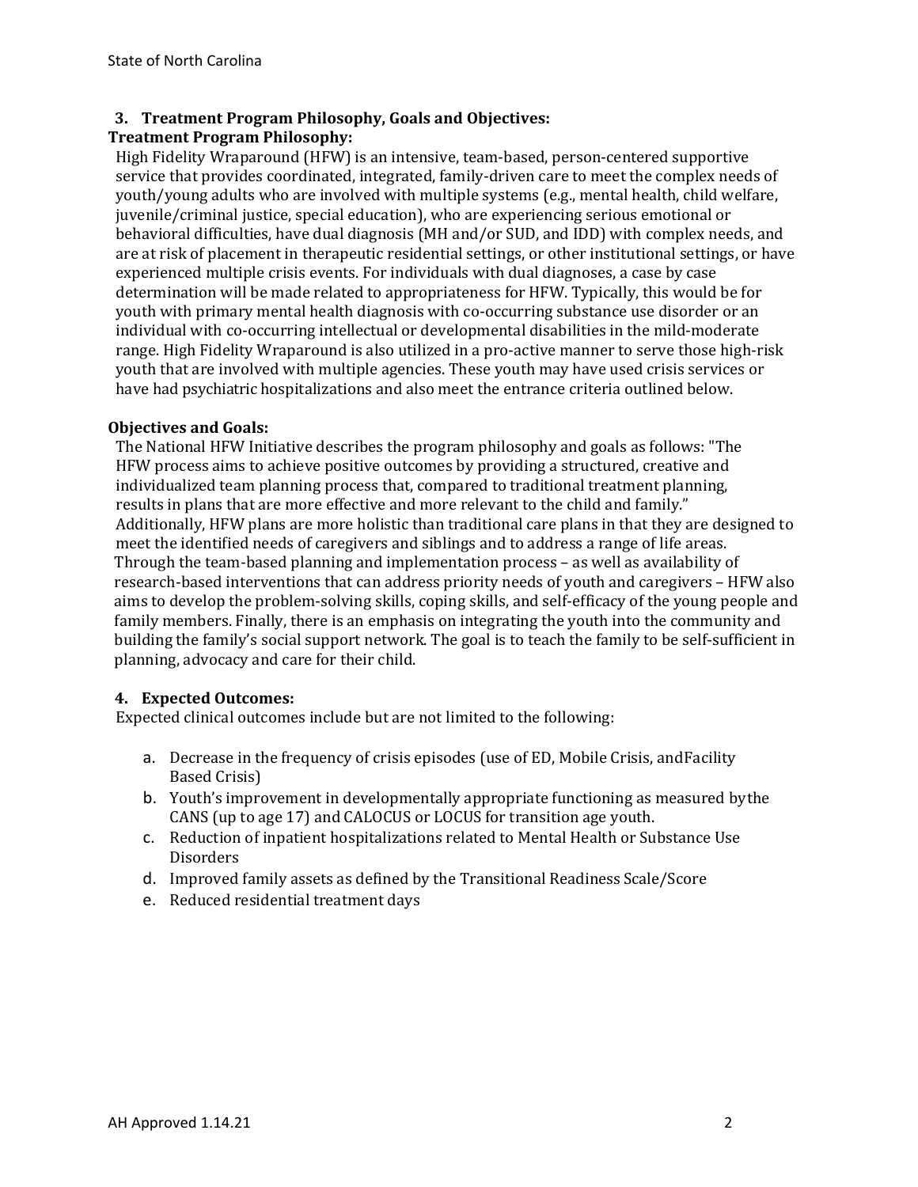## 3. Treatment Program Philosophy, Goals and Objectives:

### Treatment Program Philosophy:

High Fidelity Wraparound (HFW) is an intensive, team-based, person-centered supportive service that provides coordinated, integrated, family-driven care to meet the complex needs of youth/young adults who are involved with multiple systems (e.g., mental health, child welfare, juvenile/criminal justice, special education), who are experiencing serious emotional or behavioral difficulties, have dual diagnosis (MH and/or SUD, and IDD) with complex needs, and are at risk of placement in therapeutic residential settings, or other institutional settings, or have experienced multiple crisis events. For individuals with dual diagnoses, a case by case determination will be made related to appropriateness for HFW. Typically, this would be for youth with primary mental health diagnosis with co-occurring substance use disorder or an individual with co-occurring intellectual or developmental disabilities in the mild-moderate range. High Fidelity Wraparound is also utilized in a pro-active manner to serve those high-risk youth that are involved with multiple agencies. These youth may have used crisis services or have had psychiatric hospitalizations and also meet the entrance criteria outlined below.

### Objectives and Goals:

The National HFW Initiative describes the program philosophy and goals as follows: "The HFW process aims to achieve positive outcomes by providing a structured, creative and individualized team planning process that, compared to traditional treatment planning, results in plans that are more effective and more relevant to the child and family." Additionally, HFW plans are more holistic than traditional care plans in that they are designed to meet the identified needs of caregivers and siblings and to address a range of life areas. Through the team-based planning and implementation process – as well as availability of research-based interventions that can address priority needs of youth and caregivers – HFW also aims to develop the problem-solving skills, coping skills, and self-efficacy of the young people and family members. Finally, there is an emphasis on integrating the youth into the community and building the family's social support network. The goal is to teach the family to be self-sufficient in planning, advocacy and care for their child.

## 4. Expected Outcomes:

Expected clinical outcomes include but are not limited to the following:

a. Decrease in the frequency of crisis episodes (use of ED, Mobile Crisis, andFacility Based Crisis)
b. Youth's improvement in developmentally appropriate functioning as measured bythe CANS (up to age 17) and CALOCUS or LOCUS for transition age youth.
c. Reduction of inpatient hospitalizations related to Mental Health or Substance Use Disorders
d. Improved family assets as defined by the Transitional Readiness Scale/Score
e. Reduced residential treatment days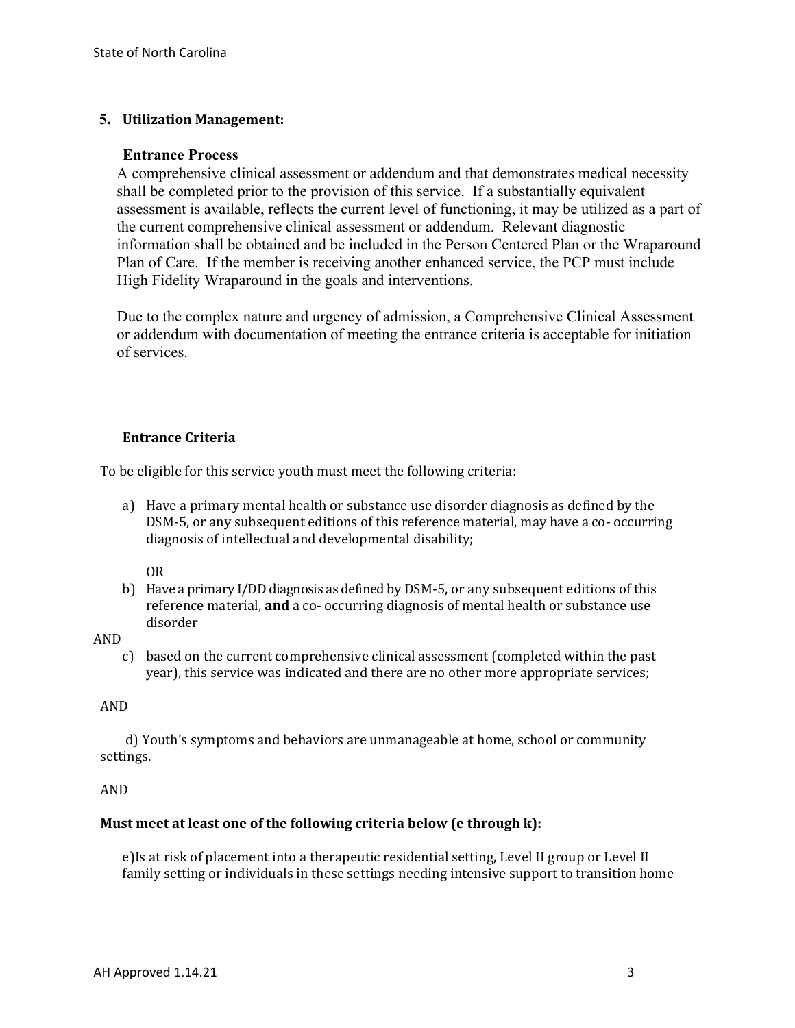## 5. Utilization Management:

### Entrance Process

A comprehensive clinical assessment or addendum and that demonstrates medical necessity shall be completed prior to the provision of this service. If a substantially equivalent assessment is available, reflects the current level of functioning, it may be utilized as a part of the current comprehensive clinical assessment or addendum. Relevant diagnostic information shall be obtained and be included in the Person Centered Plan or the Wraparound Plan of Care. If the member is receiving another enhanced service, the PCP must include High Fidelity Wraparound in the goals and interventions.

Due to the complex nature and urgency of admission, a Comprehensive Clinical Assessment or addendum with documentation of meeting the entrance criteria is acceptable for initiation of services.

### Entrance Criteria

To be eligible for this service youth must meet the following criteria:

a) Have a primary mental health or substance use disorder diagnosis as defined by the DSM-5, or any subsequent editions of this reference material, may have a co- occurring diagnosis of intellectual and developmental disability;

OR

b) Have a primary I/DD diagnosis as defined by DSM-5, or any subsequent editions of this reference material, **and** a co- occurring diagnosis of mental health or substance use disorder

AND

c) based on the current comprehensive clinical assessment (completed within the past year), this service was indicated and there are no other more appropriate services;

AND

d) Youth's symptoms and behaviors are unmanageable at home, school or community settings.

AND

**Must meet at least one of the following criteria below (e through k):**

e) Is at risk of placement into a therapeutic residential setting, Level II group or Level II family setting or individuals in these settings needing intensive support to transition home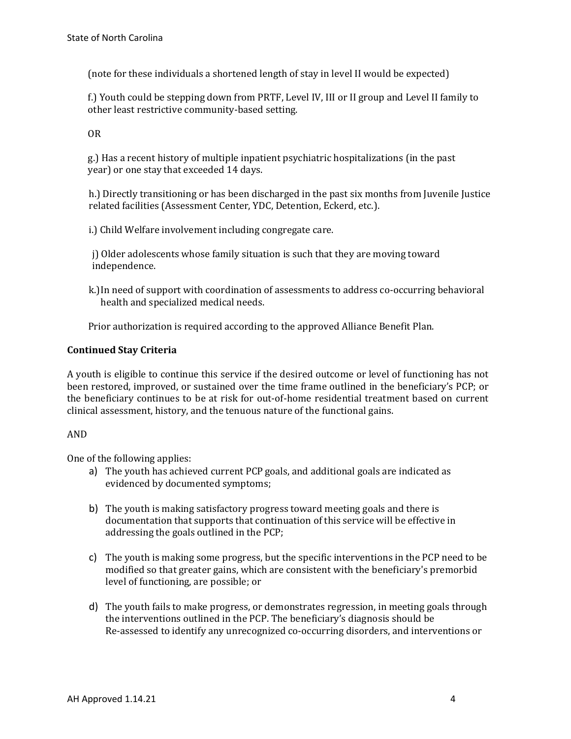(note for these individuals a shortened length of stay in level II would be expected)

f.) Youth could be stepping down from PRTF, Level IV, III or II group and Level II family to other least restrictive community-based setting.

OR

g.) Has a recent history of multiple inpatient psychiatric hospitalizations (in the past year) or one stay that exceeded 14 days.

h.) Directly transitioning or has been discharged in the past six months from Juvenile Justice related facilities (Assessment Center, YDC, Detention, Eckerd, etc.).

i.) Child Welfare involvement including congregate care.

j) Older adolescents whose family situation is such that they are moving toward independence.

k.) In need of support with coordination of assessments to address co-occurring behavioral health and specialized medical needs.

Prior authorization is required according to the approved Alliance Benefit Plan.

**Continued Stay Criteria**

A youth is eligible to continue this service if the desired outcome or level of functioning has not been restored, improved, or sustained over the time frame outlined in the beneficiary's PCP; or the beneficiary continues to be at risk for out-of-home residential treatment based on current clinical assessment, history, and the tenuous nature of the functional gains.

AND

One of the following applies:

a) The youth has achieved current PCP goals, and additional goals are indicated as evidenced by documented symptoms;

b) The youth is making satisfactory progress toward meeting goals and there is documentation that supports that continuation of this service will be effective in addressing the goals outlined in the PCP;

c) The youth is making some progress, but the specific interventions in the PCP need to be modified so that greater gains, which are consistent with the beneficiary's premorbid level of functioning, are possible; or

d) The youth fails to make progress, or demonstrates regression, in meeting goals through the interventions outlined in the PCP. The beneficiary's diagnosis should be Re-assessed to identify any unrecognized co-occurring disorders, and interventions or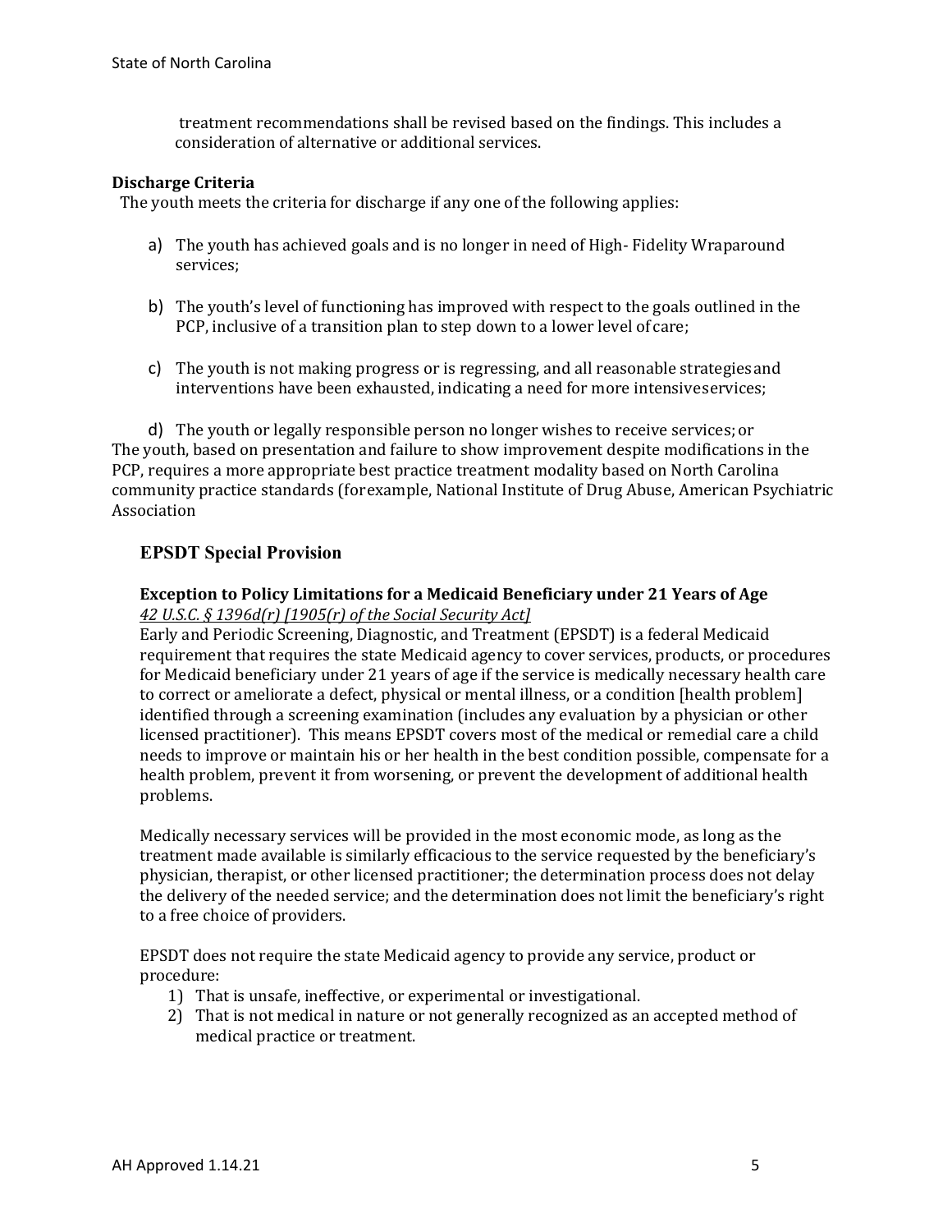treatment recommendations shall be revised based on the findings. This includes a consideration of alternative or additional services.

**Discharge Criteria**

The youth meets the criteria for discharge if any one of the following applies:

a) The youth has achieved goals and is no longer in need of High- Fidelity Wraparound services;

b) The youth's level of functioning has improved with respect to the goals outlined in the PCP, inclusive of a transition plan to step down to a lower level of care;

c) The youth is not making progress or is regressing, and all reasonable strategies and interventions have been exhausted, indicating a need for more intensive services;

d) The youth or legally responsible person no longer wishes to receive services; or

The youth, based on presentation and failure to show improvement despite modifications in the PCP, requires a more appropriate best practice treatment modality based on North Carolina community practice standards (for example, National Institute of Drug Abuse, American Psychiatric Association

## EPSDT Special Provision

### Exception to Policy Limitations for a Medicaid Beneficiary under 21 Years of Age

*42 U.S.C. § 1396d(r) [1905(r) of the Social Security Act]*

Early and Periodic Screening, Diagnostic, and Treatment (EPSDT) is a federal Medicaid requirement that requires the state Medicaid agency to cover services, products, or procedures for Medicaid beneficiary under 21 years of age if the service is medically necessary health care to correct or ameliorate a defect, physical or mental illness, or a condition [health problem] identified through a screening examination (includes any evaluation by a physician or other licensed practitioner). This means EPSDT covers most of the medical or remedial care a child needs to improve or maintain his or her health in the best condition possible, compensate for a health problem, prevent it from worsening, or prevent the development of additional health problems.

Medically necessary services will be provided in the most economic mode, as long as the treatment made available is similarly efficacious to the service requested by the beneficiary's physician, therapist, or other licensed practitioner; the determination process does not delay the delivery of the needed service; and the determination does not limit the beneficiary's right to a free choice of providers.

EPSDT does not require the state Medicaid agency to provide any service, product or procedure:

1) That is unsafe, ineffective, or experimental or investigational.
2) That is not medical in nature or not generally recognized as an accepted method of medical practice or treatment.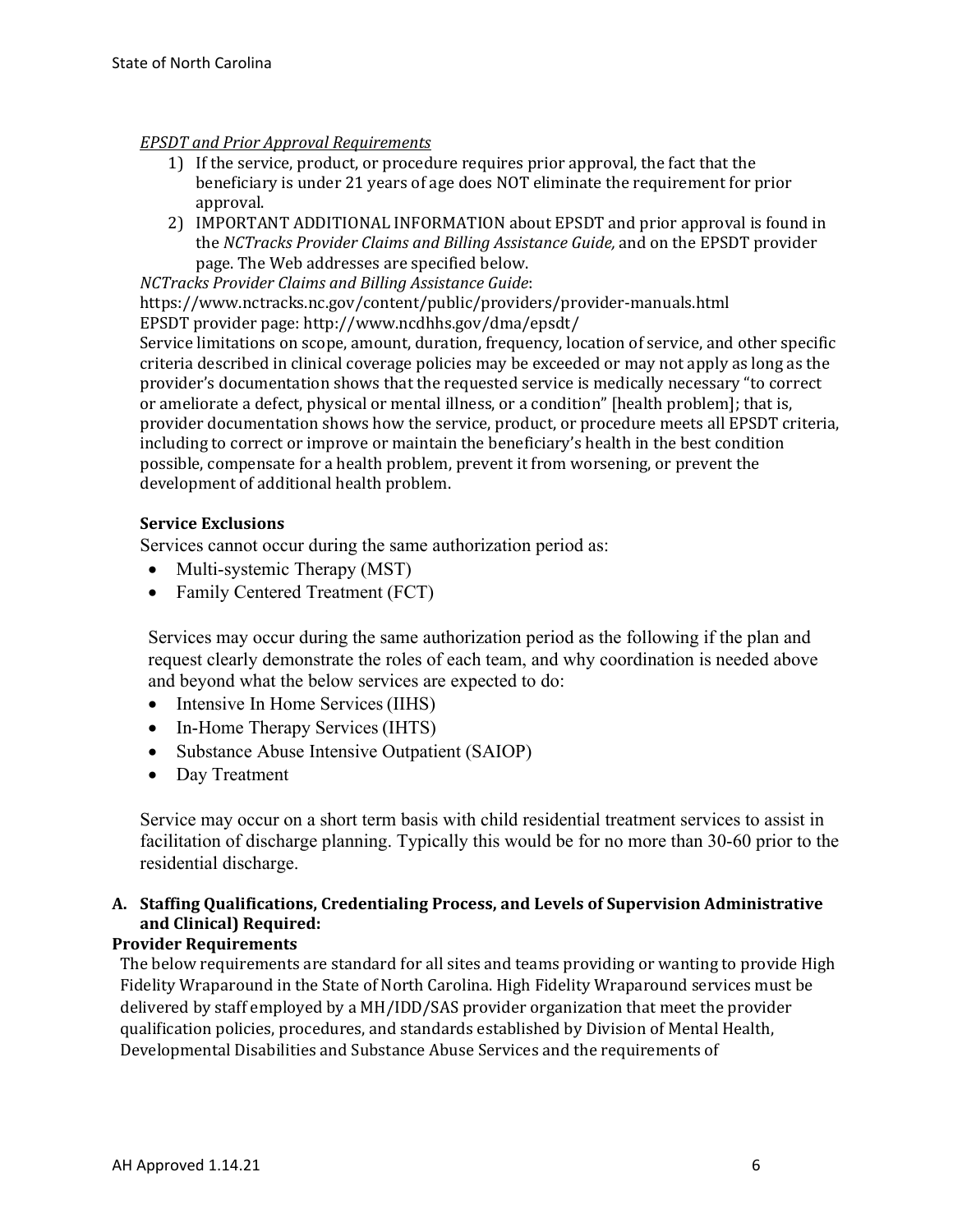*EPSDT and Prior Approval Requirements*

1) If the service, product, or procedure requires prior approval, the fact that the beneficiary is under 21 years of age does NOT eliminate the requirement for prior approval.
2) IMPORTANT ADDITIONAL INFORMATION about EPSDT and prior approval is found in the *NCTracks Provider Claims and Billing Assistance Guide,* and on the EPSDT provider page. The Web addresses are specified below.

*NCTracks Provider Claims and Billing Assistance Guide*:
https://www.nctracks.nc.gov/content/public/providers/provider-manuals.html
EPSDT provider page: http://www.ncdhhs.gov/dma/epsdt/

Service limitations on scope, amount, duration, frequency, location of service, and other specific criteria described in clinical coverage policies may be exceeded or may not apply as long as the provider's documentation shows that the requested service is medically necessary "to correct or ameliorate a defect, physical or mental illness, or a condition" [health problem]; that is, provider documentation shows how the service, product, or procedure meets all EPSDT criteria, including to correct or improve or maintain the beneficiary's health in the best condition possible, compensate for a health problem, prevent it from worsening, or prevent the development of additional health problem.

**Service Exclusions**

Services cannot occur during the same authorization period as:

- Multi-systemic Therapy (MST)
- Family Centered Treatment (FCT)

Services may occur during the same authorization period as the following if the plan and request clearly demonstrate the roles of each team, and why coordination is needed above and beyond what the below services are expected to do:

- Intensive In Home Services (IIHS)
- In-Home Therapy Services (IHTS)
- Substance Abuse Intensive Outpatient (SAIOP)
- Day Treatment

Service may occur on a short term basis with child residential treatment services to assist in facilitation of discharge planning. Typically this would be for no more than 30-60 prior to the residential discharge.

**A. Staffing Qualifications, Credentialing Process, and Levels of Supervision Administrative and Clinical) Required:**

**Provider Requirements**

The below requirements are standard for all sites and teams providing or wanting to provide High Fidelity Wraparound in the State of North Carolina. High Fidelity Wraparound services must be delivered by staff employed by a MH/IDD/SAS provider organization that meet the provider qualification policies, procedures, and standards established by Division of Mental Health, Developmental Disabilities and Substance Abuse Services and the requirements of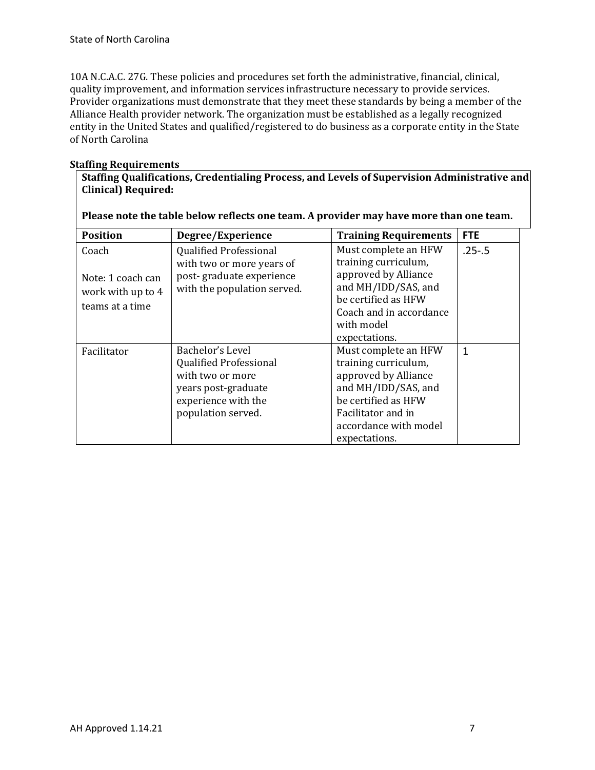10A N.C.A.C. 27G. These policies and procedures set forth the administrative, financial, clinical, quality improvement, and information services infrastructure necessary to provide services. Provider organizations must demonstrate that they meet these standards by being a member of the Alliance Health provider network. The organization must be established as a legally recognized entity in the United States and qualified/registered to do business as a corporate entity in the State of North Carolina

**Staffing Requirements**

**Staffing Qualifications, Credentialing Process, and Levels of Supervision Administrative and Clinical) Required:**

**Please note the table below reflects one team. A provider may have more than one team.**

| Position | Degree/Experience | Training Requirements | FTE |
|---|---|---|---|
| Coach<br><br>Note: 1 coach can work with up to 4 teams at a time | Qualified Professional with two or more years of post- graduate experience with the population served. | Must complete an HFW training curriculum, approved by Alliance and MH/IDD/SAS, and be certified as HFW Coach and in accordance with model expectations. | .25-.5 |
| Facilitator | Bachelor's Level Qualified Professional with two or more years post-graduate experience with the population served. | Must complete an HFW training curriculum, approved by Alliance and MH/IDD/SAS, and be certified as HFW Facilitator and in accordance with model expectations. | 1 |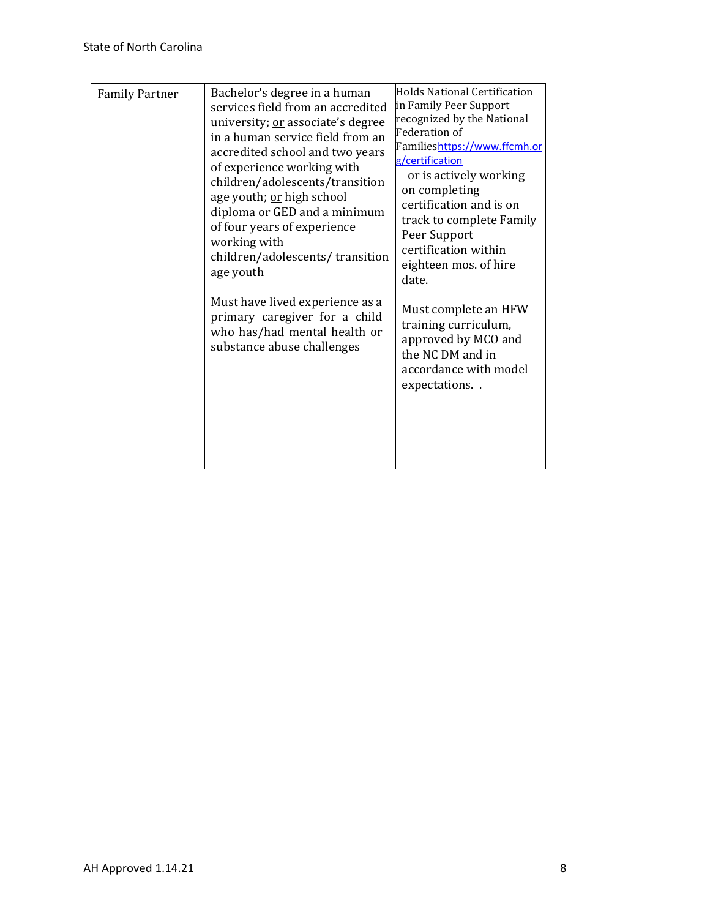| | | |
|---|---|---|
| Family Partner | Bachelor's degree in a human services field from an accredited university; <u>or</u> associate's degree in a human service field from an accredited school and two years of experience working with children/adolescents/transition age youth; <u>or</u> high school diploma or GED and a minimum of four years of experience working with children/adolescents/ transition age youth<br><br>Must have lived experience as a primary caregiver for a child who has/had mental health or substance abuse challenges | Holds National Certification in Family Peer Support recognized by the National Federation of Families[https://www.ffcmh.org/certification](https://www.ffcmh.org/certification) or is actively working on completing certification and is on track to complete Family Peer Support certification within eighteen mos. of hire date.<br><br>Must complete an HFW training curriculum, approved by MCO and the NC DM and in accordance with model expectations. . |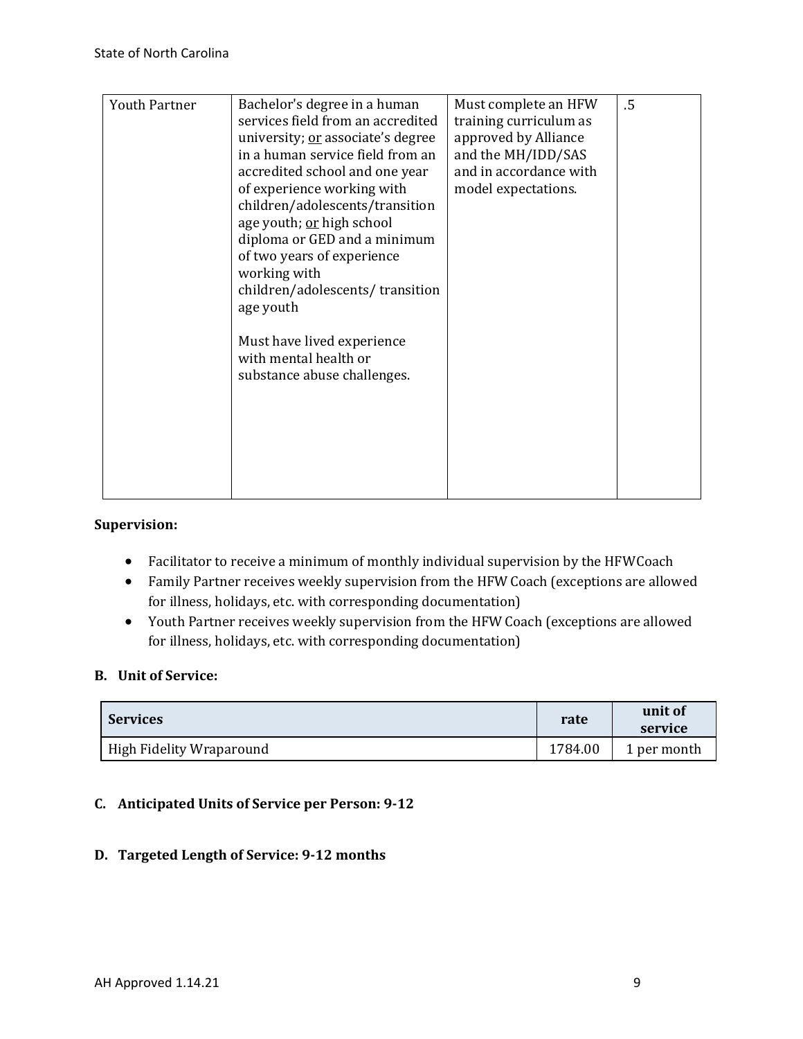| Youth Partner | Bachelor's degree in a human services field from an accredited university; or associate's degree in a human service field from an accredited school and one year of experience working with children/adolescents/transition age youth; or high school diploma or GED and a minimum of two years of experience working with children/adolescents/ transition age youth<br><br>Must have lived experience with mental health or substance abuse challenges. | Must complete an HFW training curriculum as approved by Alliance and the MH/IDD/SAS and in accordance with model expectations. | .5 |
|---|---|---|---|

**Supervision:**

- Facilitator to receive a minimum of monthly individual supervision by the HFWCoach
- Family Partner receives weekly supervision from the HFW Coach (exceptions are allowed for illness, holidays, etc. with corresponding documentation)
- Youth Partner receives weekly supervision from the HFW Coach (exceptions are allowed for illness, holidays, etc. with corresponding documentation)

**B. Unit of Service:**

| Services | rate | unit of service |
|---|---|---|
| High Fidelity Wraparound | 1784.00 | 1 per month |

**C. Anticipated Units of Service per Person: 9-12**

**D. Targeted Length of Service: 9-12 months**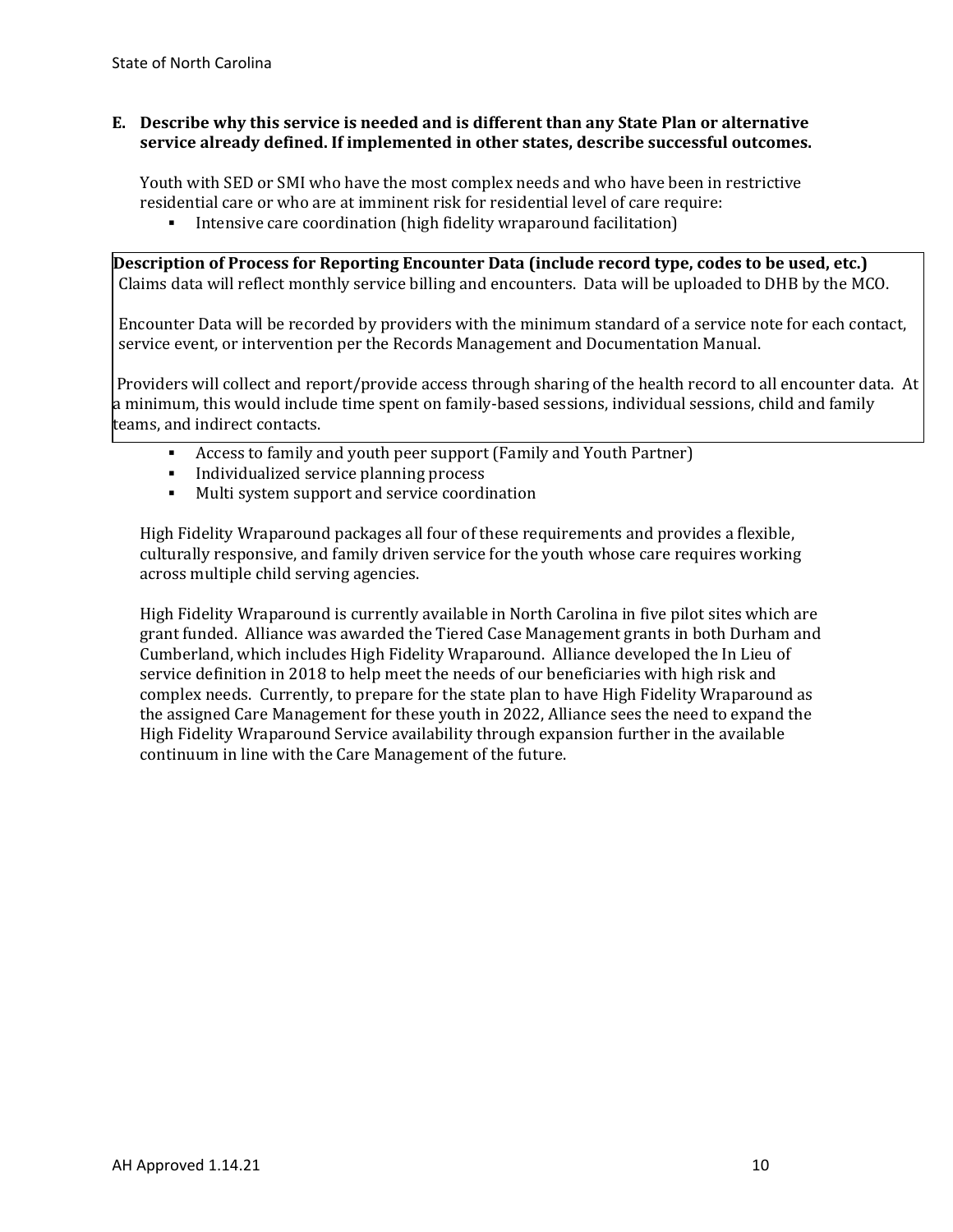**E. Describe why this service is needed and is different than any State Plan or alternative service already defined. If implemented in other states, describe successful outcomes.**

Youth with SED or SMI who have the most complex needs and who have been in restrictive residential care or who are at imminent risk for residential level of care require:

- Intensive care coordination (high fidelity wraparound facilitation)

| **Description of Process for Reporting Encounter Data (include record type, codes to be used, etc.)** |
| --- |
| Claims data will reflect monthly service billing and encounters. Data will be uploaded to DHB by the MCO. <br><br> Encounter Data will be recorded by providers with the minimum standard of a service note for each contact, service event, or intervention per the Records Management and Documentation Manual. <br><br> Providers will collect and report/provide access through sharing of the health record to all encounter data. At a minimum, this would include time spent on family-based sessions, individual sessions, child and family teams, and indirect contacts. |

- Access to family and youth peer support (Family and Youth Partner)
- Individualized service planning process
- Multi system support and service coordination

High Fidelity Wraparound packages all four of these requirements and provides a flexible, culturally responsive, and family driven service for the youth whose care requires working across multiple child serving agencies.

High Fidelity Wraparound is currently available in North Carolina in five pilot sites which are grant funded. Alliance was awarded the Tiered Case Management grants in both Durham and Cumberland, which includes High Fidelity Wraparound. Alliance developed the In Lieu of service definition in 2018 to help meet the needs of our beneficiaries with high risk and complex needs. Currently, to prepare for the state plan to have High Fidelity Wraparound as the assigned Care Management for these youth in 2022, Alliance sees the need to expand the High Fidelity Wraparound Service availability through expansion further in the available continuum in line with the Care Management of the future.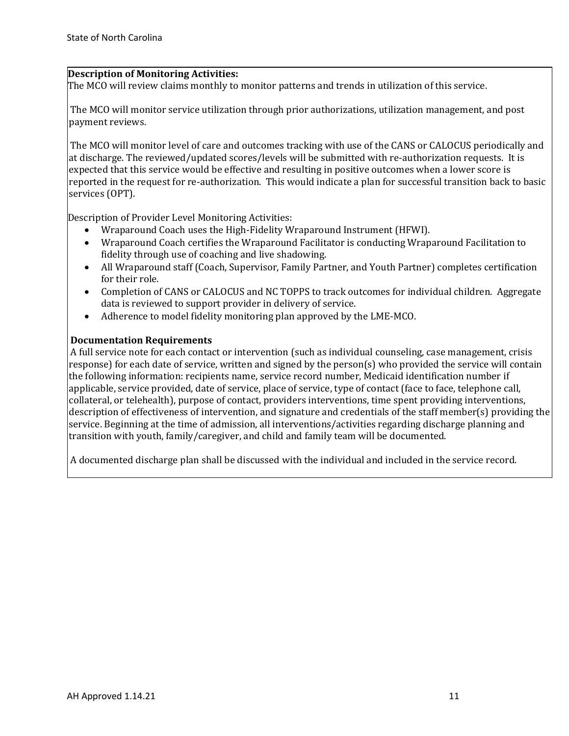**Description of Monitoring Activities:**
The MCO will review claims monthly to monitor patterns and trends in utilization of this service.

The MCO will monitor service utilization through prior authorizations, utilization management, and post payment reviews.

The MCO will monitor level of care and outcomes tracking with use of the CANS or CALOCUS periodically and at discharge. The reviewed/updated scores/levels will be submitted with re-authorization requests. It is expected that this service would be effective and resulting in positive outcomes when a lower score is reported in the request for re-authorization. This would indicate a plan for successful transition back to basic services (OPT).

Description of Provider Level Monitoring Activities:

- Wraparound Coach uses the High-Fidelity Wraparound Instrument (HFWI).
- Wraparound Coach certifies the Wraparound Facilitator is conducting Wraparound Facilitation to fidelity through use of coaching and live shadowing.
- All Wraparound staff (Coach, Supervisor, Family Partner, and Youth Partner) completes certification for their role.
- Completion of CANS or CALOCUS and NC TOPPS to track outcomes for individual children. Aggregate data is reviewed to support provider in delivery of service.
- Adherence to model fidelity monitoring plan approved by the LME-MCO.

**Documentation Requirements**
A full service note for each contact or intervention (such as individual counseling, case management, crisis response) for each date of service, written and signed by the person(s) who provided the service will contain the following information: recipients name, service record number, Medicaid identification number if applicable, service provided, date of service, place of service, type of contact (face to face, telephone call, collateral, or telehealth), purpose of contact, providers interventions, time spent providing interventions, description of effectiveness of intervention, and signature and credentials of the staff member(s) providing the service. Beginning at the time of admission, all interventions/activities regarding discharge planning and transition with youth, family/caregiver, and child and family team will be documented.

A documented discharge plan shall be discussed with the individual and included in the service record.